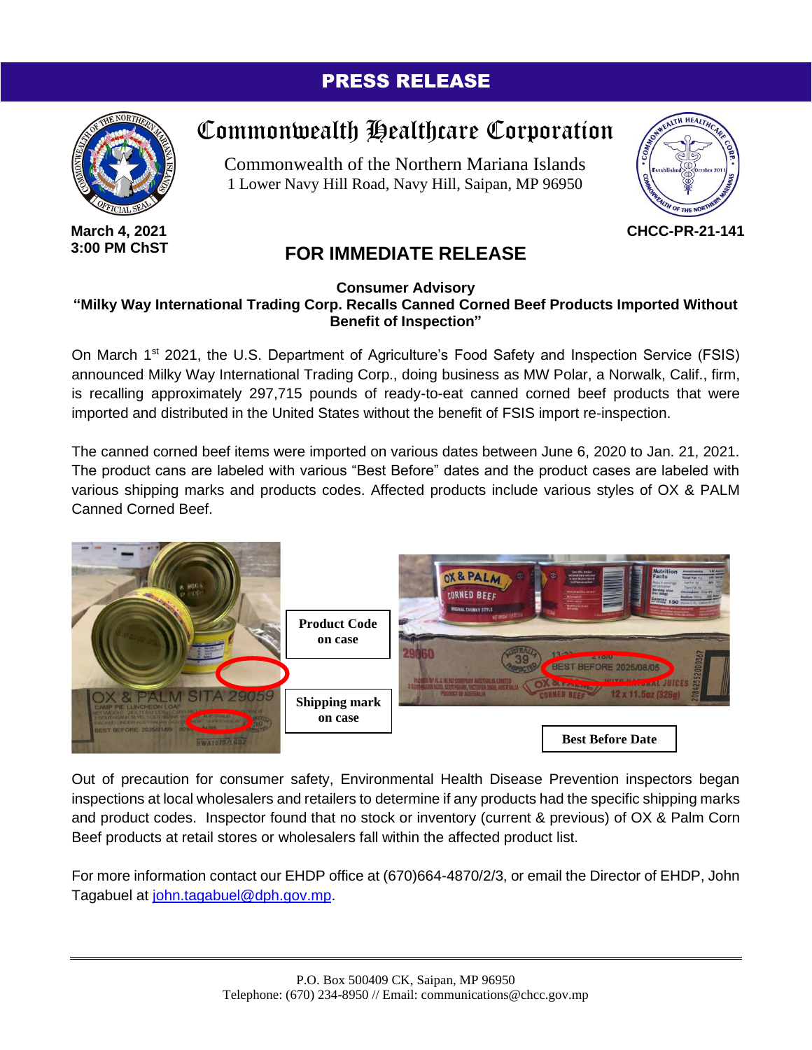# PRESS RELEASE

## Commonwealth Healthcare Corporation

Commonwealth of the Northern Mariana Islands
1 Lower Navy Hill Road, Navy Hill, Saipan, MP 96950

**March 4, 2021**
**3:00 PM ChST**

**CHCC-PR-21-141**

## FOR IMMEDIATE RELEASE

**Consumer Advisory**
**"Milky Way International Trading Corp. Recalls Canned Corned Beef Products Imported Without Benefit of Inspection"**

On March 1st 2021, the U.S. Department of Agriculture's Food Safety and Inspection Service (FSIS) announced Milky Way International Trading Corp., doing business as MW Polar, a Norwalk, Calif., firm, is recalling approximately 297,715 pounds of ready-to-eat canned corned beef products that were imported and distributed in the United States without the benefit of FSIS import re-inspection.

The canned corned beef items were imported on various dates between June 6, 2020 to Jan. 21, 2021. The product cans are labeled with various "Best Before" dates and the product cases are labeled with various shipping marks and products codes. Affected products include various styles of OX & PALM Canned Corned Beef.

Product Code on case

Shipping mark on case

Best Before Date

Out of precaution for consumer safety, Environmental Health Disease Prevention inspectors began inspections at local wholesalers and retailers to determine if any products had the specific shipping marks and product codes. Inspector found that no stock or inventory (current & previous) of OX & Palm Corn Beef products at retail stores or wholesalers fall within the affected product list.

For more information contact our EHDP office at (670)664-4870/2/3, or email the Director of EHDP, John Tagabuel at john.tagabuel@dph.gov.mp.

P.O. Box 500409 CK, Saipan, MP 96950
Telephone: (670) 234-8950 // Email: communications@chcc.gov.mp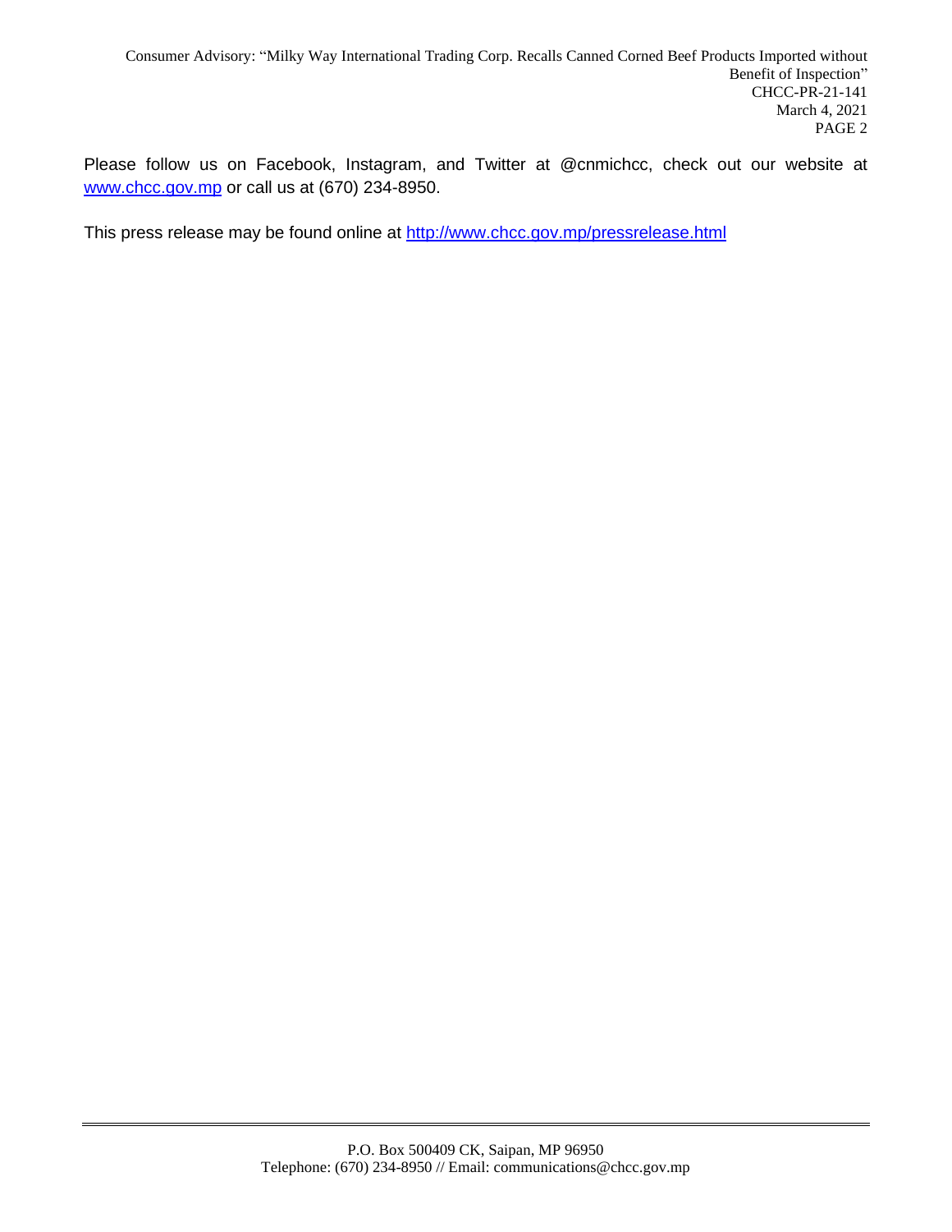Please follow us on Facebook, Instagram, and Twitter at @cnmichcc, check out our website at [www.chcc.gov.mp](http://www.chcc.gov.mp) or call us at (670) 234-8950.

This press release may be found online at [http://www.chcc.gov.mp/pressrelease.html](http://www.chcc.gov.mp/pressrelease.html)